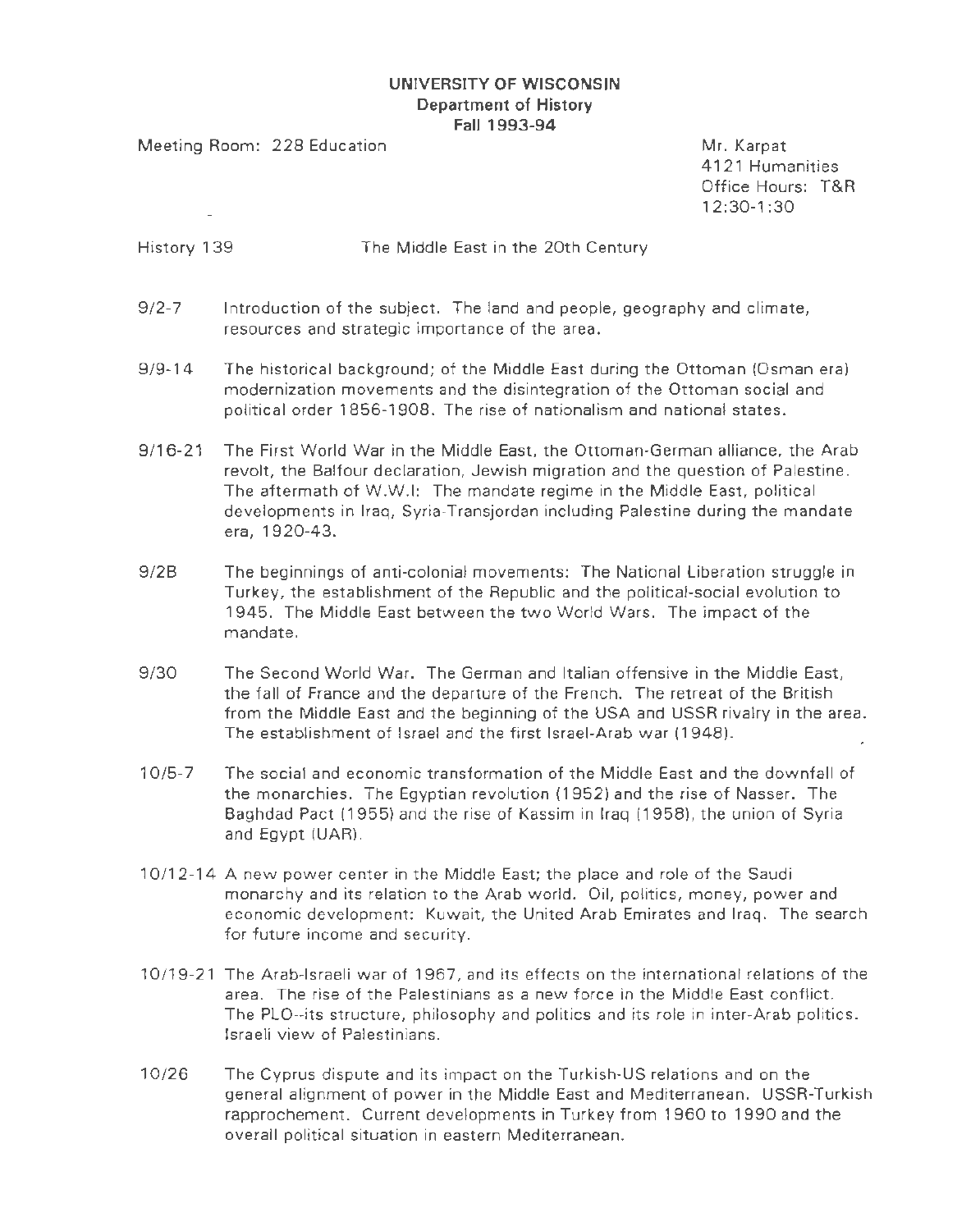**UNIVERSITY OF WISCONSIN**
**Department of History**
**Fall 1993-94**

Meeting Room: 228 Education

Mr. Karpat
4121 Humanities
Office Hours: T&R
12:30-1:30

History 139 — The Middle East in the 20th Century

9/2-7 Introduction of the subject. The land and people, geography and climate, resources and strategic importance of the area.

9/9-14 The historical background; of the Middle East during the Ottoman (Osman era) modernization movements and the disintegration of the Ottoman social and political order 1856-1908. The rise of nationalism and national states.

9/16-21 The First World War in the Middle East, the Ottoman-German alliance, the Arab revolt, the Balfour declaration, Jewish migration and the question of Palestine. The aftermath of W.W.I: The mandate regime in the Middle East, political developments in Iraq, Syria-Transjordan including Palestine during the mandate era, 1920-43.

9/28 The beginnings of anti-colonial movements: The National Liberation struggle in Turkey, the establishment of the Republic and the political-social evolution to 1945. The Middle East between the two World Wars. The impact of the mandate.

9/30 The Second World War. The German and Italian offensive in the Middle East, the fall of France and the departure of the French. The retreat of the British from the Middle East and the beginning of the USA and USSR rivalry in the area. The establishment of Israel and the first Israel-Arab war (1948).

10/5-7 The social and economic transformation of the Middle East and the downfall of the monarchies. The Egyptian revolution (1952) and the rise of Nasser. The Baghdad Pact (1955) and the rise of Kassim in Iraq (1958), the union of Syria and Egypt (UAR).

10/12-14 A new power center in the Middle East; the place and role of the Saudi monarchy and its relation to the Arab world. Oil, politics, money, power and economic development: Kuwait, the United Arab Emirates and Iraq. The search for future income and security.

10/19-21 The Arab-Israeli war of 1967, and its effects on the international relations of the area. The rise of the Palestinians as a new force in the Middle East conflict. The PLO--its structure, philosophy and politics and its role in inter-Arab politics. Israeli view of Palestinians.

10/26 The Cyprus dispute and its impact on the Turkish-US relations and on the general alignment of power in the Middle East and Mediterranean. USSR-Turkish rapprochement. Current developments in Turkey from 1960 to 1990 and the overall political situation in eastern Mediterranean.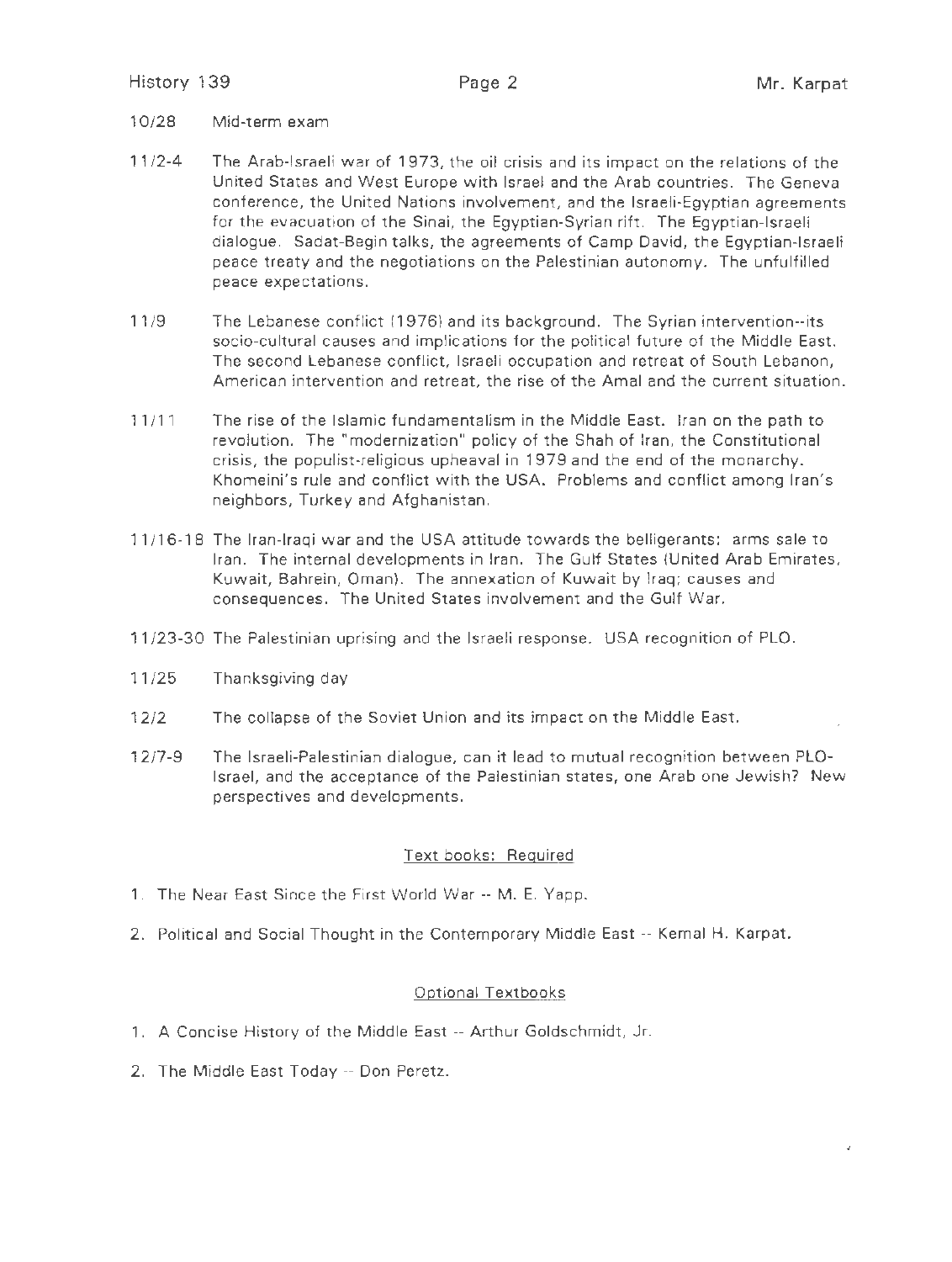10/28 Mid-term exam

11/2-4 The Arab-Israeli war of 1973, the oil crisis and its impact on the relations of the United States and West Europe with Israel and the Arab countries. The Geneva conference, the United Nations involvement, and the Israeli-Egyptian agreements for the evacuation of the Sinai, the Egyptian-Syrian rift. The Egyptian-Israeli dialogue. Sadat-Begin talks, the agreements of Camp David, the Egyptian-Israeli peace treaty and the negotiations on the Palestinian autonomy. The unfulfilled peace expectations.

11/9 The Lebanese conflict (1976) and its background. The Syrian intervention--its socio-cultural causes and implications for the political future of the Middle East. The second Lebanese conflict, Israeli occupation and retreat of South Lebanon, American intervention and retreat, the rise of the Amal and the current situation.

11/11 The rise of the Islamic fundamentalism in the Middle East. Iran on the path to revolution. The "modernization" policy of the Shah of Iran, the Constitutional crisis, the populist-religious upheaval in 1979 and the end of the monarchy. Khomeini's rule and conflict with the USA. Problems and conflict among Iran's neighbors, Turkey and Afghanistan.

11/16-18 The Iran-Iraqi war and the USA attitude towards the belligerants: arms sale to Iran. The internal developments in Iran. The Gulf States (United Arab Emirates, Kuwait, Bahrein, Oman). The annexation of Kuwait by Iraq; causes and consequences. The United States involvement and the Gulf War.

11/23-30 The Palestinian uprising and the Israeli response. USA recognition of PLO.

11/25 Thanksgiving day

12/2 The collapse of the Soviet Union and its impact on the Middle East.

12/7-9 The Israeli-Palestinian dialogue, can it lead to mutual recognition between PLO-Israel, and the acceptance of the Palestinian states, one Arab one Jewish? New perspectives and developments.

## Text books: Required

1. The Near East Since the First World War -- M. E. Yapp.
2. Political and Social Thought in the Contemporary Middle East -- Kemal H. Karpat.

## Optional Textbooks

1. A Concise History of the Middle East -- Arthur Goldschmidt, Jr.
2. The Middle East Today -- Don Peretz.